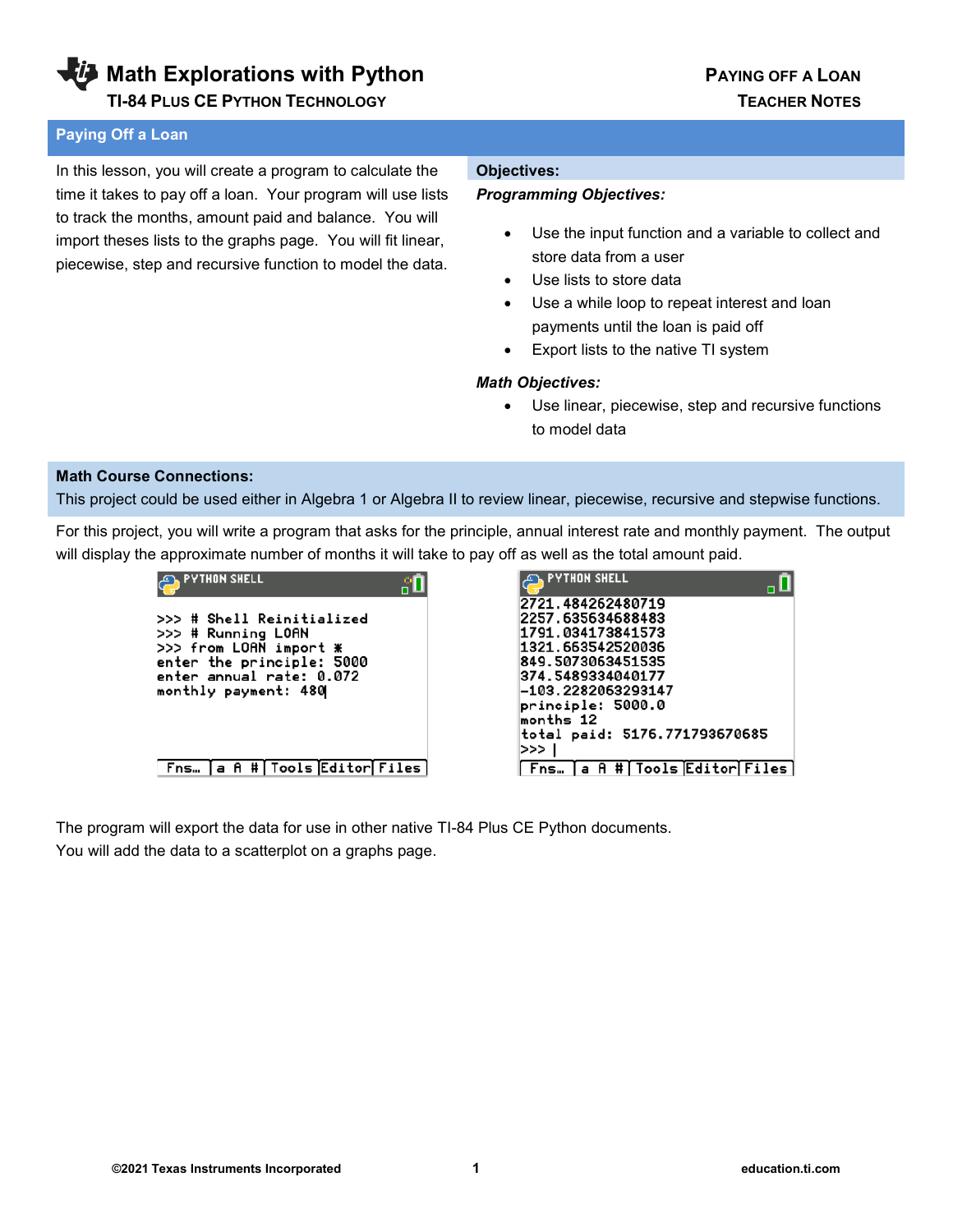# Math Explorations with Python

**TI-84 Plus CE Python Technology**

**Paying Off a Loan**

**Teacher Notes**

## Paying Off a Loan

In this lesson, you will create a program to calculate the time it takes to pay off a loan. Your program will use lists to track the months, amount paid and balance. You will import theses lists to the graphs page. You will fit linear, piecewise, step and recursive function to model the data.

### Objectives:

***Programming Objectives:***

- Use the input function and a variable to collect and store data from a user
- Use lists to store data
- Use a while loop to repeat interest and loan payments until the loan is paid off
- Export lists to the native TI system

***Math Objectives:***

- Use linear, piecewise, step and recursive functions to model data

### Math Course Connections:

This project could be used either in Algebra 1 or Algebra II to review linear, piecewise, recursive and stepwise functions.

For this project, you will write a program that asks for the principle, annual interest rate and monthly payment. The output will display the approximate number of months it will take to pay off as well as the total amount paid.

```
PYTHON SHELL
>>> # Shell Reinitialized
>>> # Running LOAN
>>> from LOAN import *
enter the principle: 5000
enter annual rate: 0.072
monthly payment: 480
```

```
PYTHON SHELL
2721.484262480719
2257.635634688483
1791.034173841573
1321.663542520036
849.5073063451535
374.5489334040177
-103.2282063293147
principle: 5000.0
months 12
total paid: 5176.771793670685
>>>
```

The program will export the data for use in other native TI-84 Plus CE Python documents.
You will add the data to a scatterplot on a graphs page.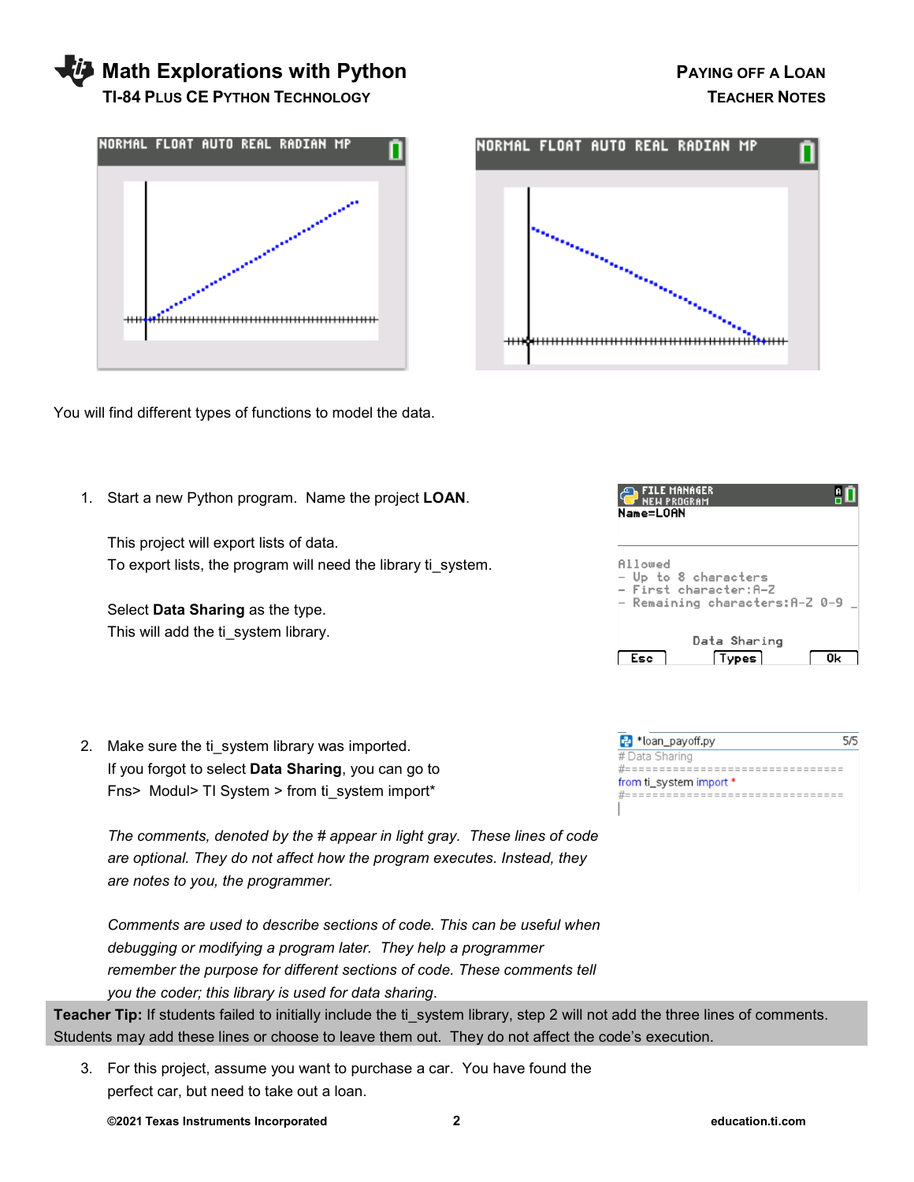You will find different types of functions to model the data.

1. Start a new Python program. Name the project **LOAN**.

   This project will export lists of data.
   To export lists, the program will need the library ti_system.

   Select **Data Sharing** as the type.
   This will add the ti_system library.

2. Make sure the ti_system library was imported.
   If you forgot to select **Data Sharing**, you can go to Fns> Modul> TI System > from ti_system import*

   *The comments, denoted by the # appear in light gray. These lines of code are optional. They do not affect how the program executes. Instead, they are notes to you, the programmer.*

   *Comments are used to describe sections of code. This can be useful when debugging or modifying a program later. They help a programmer remember the purpose for different sections of code. These comments tell you the coder; this library is used for data sharing.*

```
# Data Sharing
#================================
from ti_system import *
#================================
```

**Teacher Tip:** If students failed to initially include the ti_system library, step 2 will not add the three lines of comments. Students may add these lines or choose to leave them out. They do not affect the code's execution.

3. For this project, assume you want to purchase a car. You have found the perfect car, but need to take out a loan.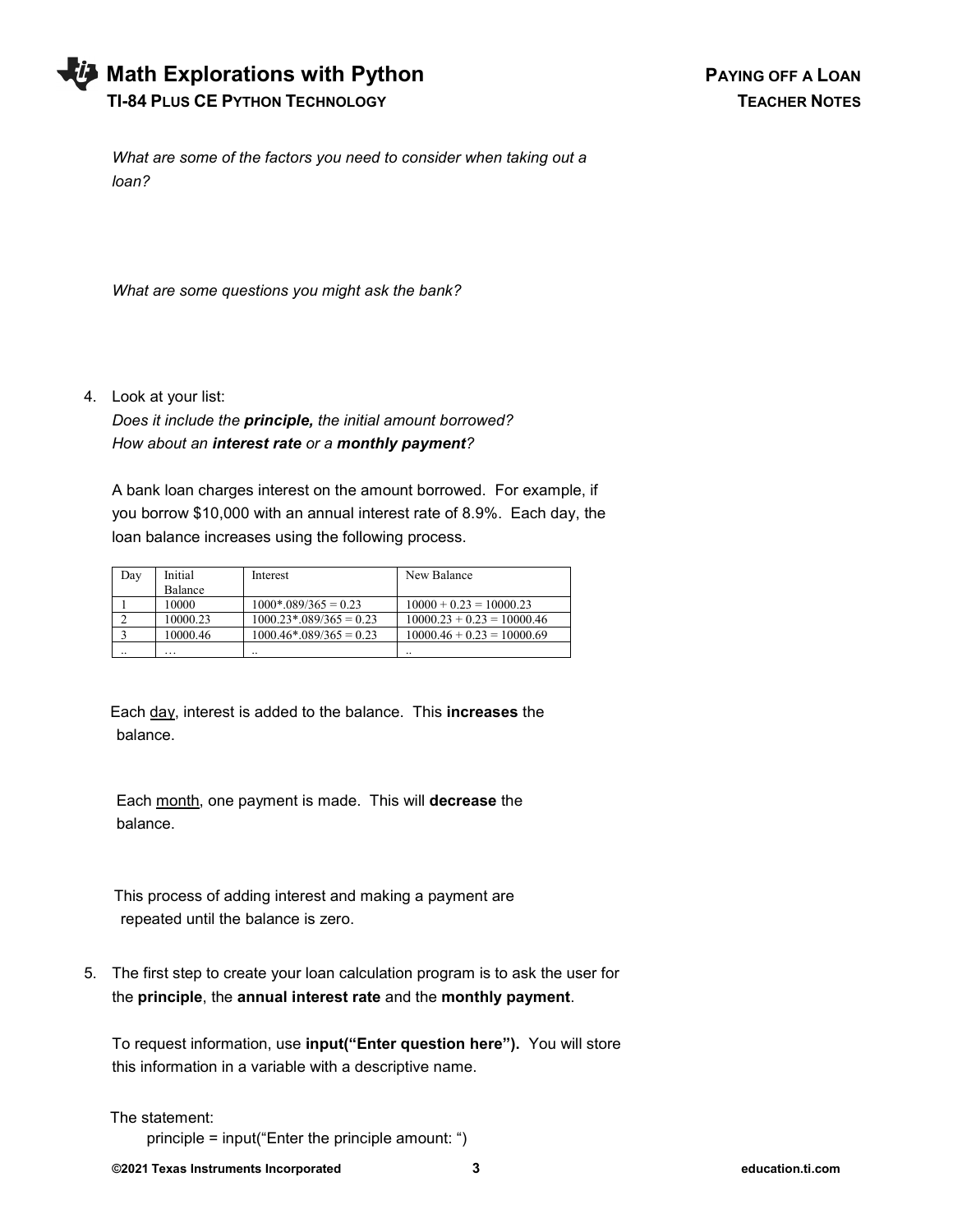*What are some of the factors you need to consider when taking out a loan?*

*What are some questions you might ask the bank?*

4. Look at your list:
   *Does it include the **principle,** the initial amount borrowed?*
   *How about an **interest rate** or a **monthly payment**?*

   A bank loan charges interest on the amount borrowed. For example, if you borrow $10,000 with an annual interest rate of 8.9%. Each day, the loan balance increases using the following process.

   | Day | Initial Balance | Interest | New Balance |
   |---|---|---|---|
   | 1 | 10000 | 1000*.089/365 = 0.23 | 10000 + 0.23 = 10000.23 |
   | 2 | 10000.23 | 1000.23*.089/365 = 0.23 | 10000.23 + 0.23 = 10000.46 |
   | 3 | 10000.46 | 1000.46*.089/365 = 0.23 | 10000.46 + 0.23 = 10000.69 |
   | .. | … | .. | .. |

   Each day, interest is added to the balance. This **increases** the balance.

   Each month, one payment is made. This will **decrease** the balance.

   This process of adding interest and making a payment are repeated until the balance is zero.

5. The first step to create your loan calculation program is to ask the user for the **principle**, the **annual interest rate** and the **monthly payment**.

   To request information, use **input("Enter question here").** You will store this information in a variable with a descriptive name.

   The statement:

   ```
   principle = input("Enter the principle amount: ")
   ```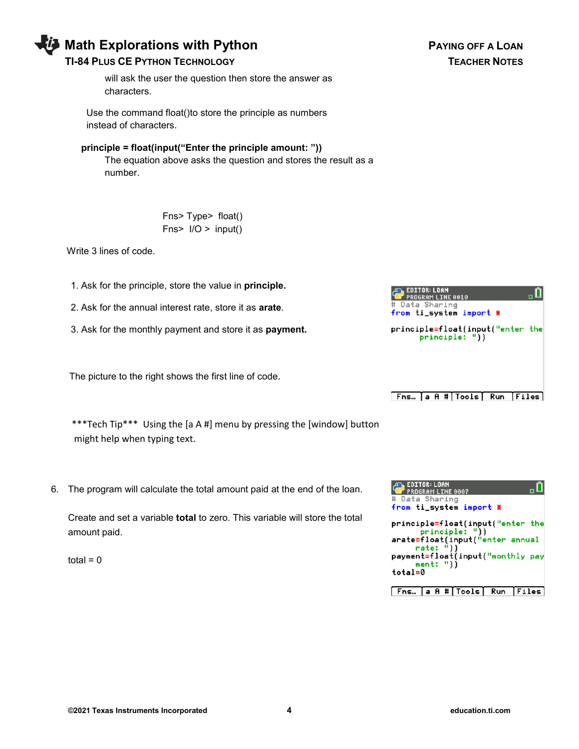will ask the user the question then store the answer as characters.

Use the command float()to store the principle as numbers instead of characters.

**principle = float(input(“Enter the principle amount: ”))**

The equation above asks the question and stores the result as a number.

Fns> Type> float()
Fns> I/O > input()

Write 3 lines of code.

1. Ask for the principle, store the value in **principle.**
2. Ask for the annual interest rate, store it as **arate**.
3. Ask for the monthly payment and store it as **payment.**

The picture to the right shows the first line of code.

```
EDITOR: LOAN
PROGRAM LINE 0010
# Data Sharing
from ti_system import *

principle=float(input("enter the
    principle: "))
```

***Tech Tip*** Using the [a A #] menu by pressing the [window] button might help when typing text.

6. The program will calculate the total amount paid at the end of the loan.

   Create and set a variable **total** to zero. This variable will store the total amount paid.

   total = 0

```
EDITOR: LOAN
PROGRAM LINE 0007
# Data Sharing
from ti_system import *

principle=float(input("enter the
    principle: "))
arate=float(input("enter annual
    rate: "))
payment=float(input("monthly pay
    ment: "))
total=0
```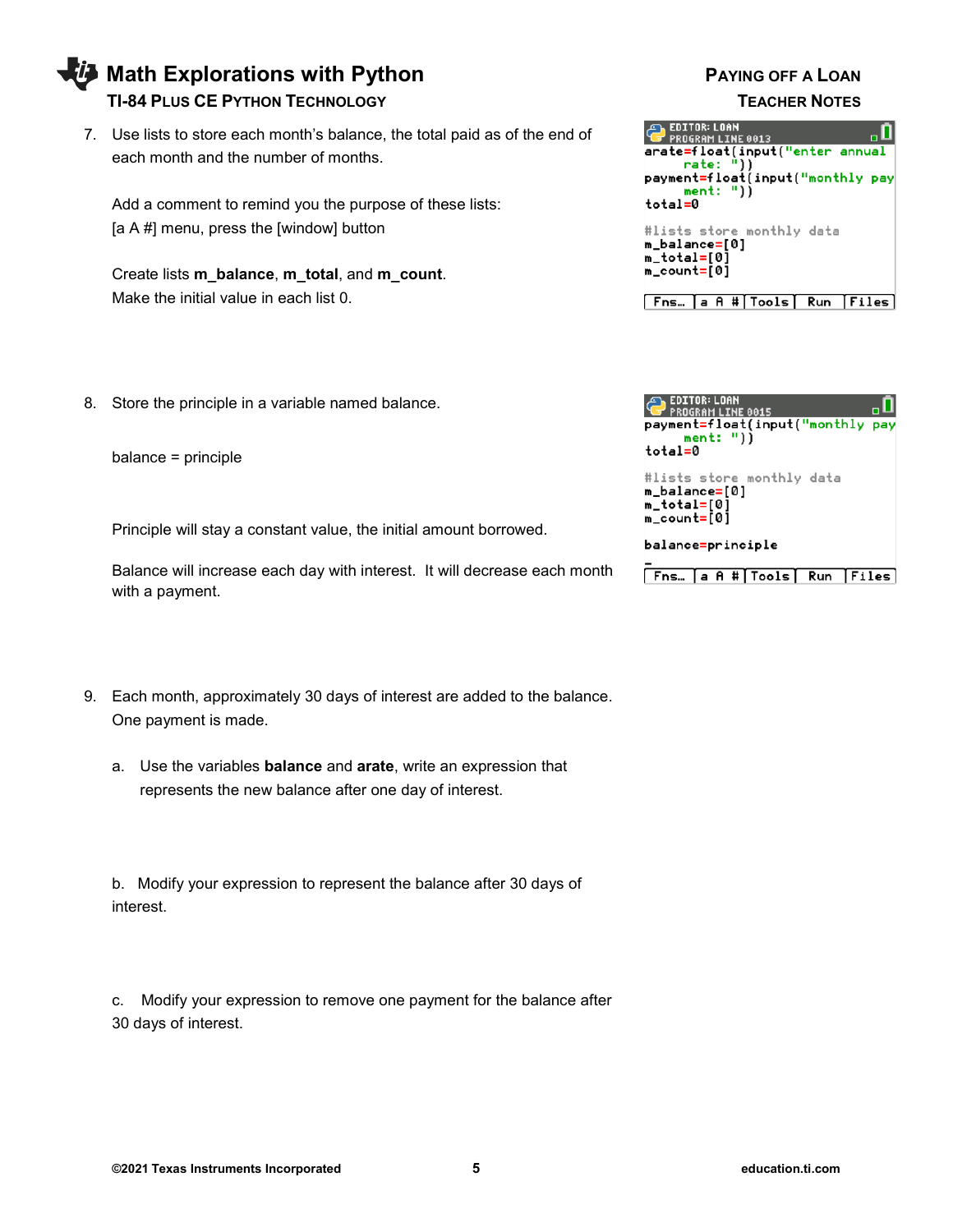7. Use lists to store each month's balance, the total paid as of the end of each month and the number of months.

   Add a comment to remind you the purpose of these lists:
   [a A #] menu, press the [window] button

   Create lists **m_balance**, **m_total**, and **m_count**.
   Make the initial value in each list 0.

```
EDITOR: LOAN
PROGRAM LINE 0013
arate=float(input("enter annual
    rate: "))
payment=float(input("monthly pay
    ment: "))
total=0

#lists store monthly data
m_balance=[0]
m_total=[0]
m_count=[0]
```

8. Store the principle in a variable named balance.

   balance = principle

   Principle will stay a constant value, the initial amount borrowed.

   Balance will increase each day with interest. It will decrease each month with a payment.

```
EDITOR: LOAN
PROGRAM LINE 0015
payment=float(input("monthly pay
    ment: "))
total=0

#lists store monthly data
m_balance=[0]
m_total=[0]
m_count=[0]

balance=principle
```

9. Each month, approximately 30 days of interest are added to the balance. One payment is made.

   a. Use the variables **balance** and **arate**, write an expression that represents the new balance after one day of interest.

   b. Modify your expression to represent the balance after 30 days of interest.

   c. Modify your expression to remove one payment for the balance after 30 days of interest.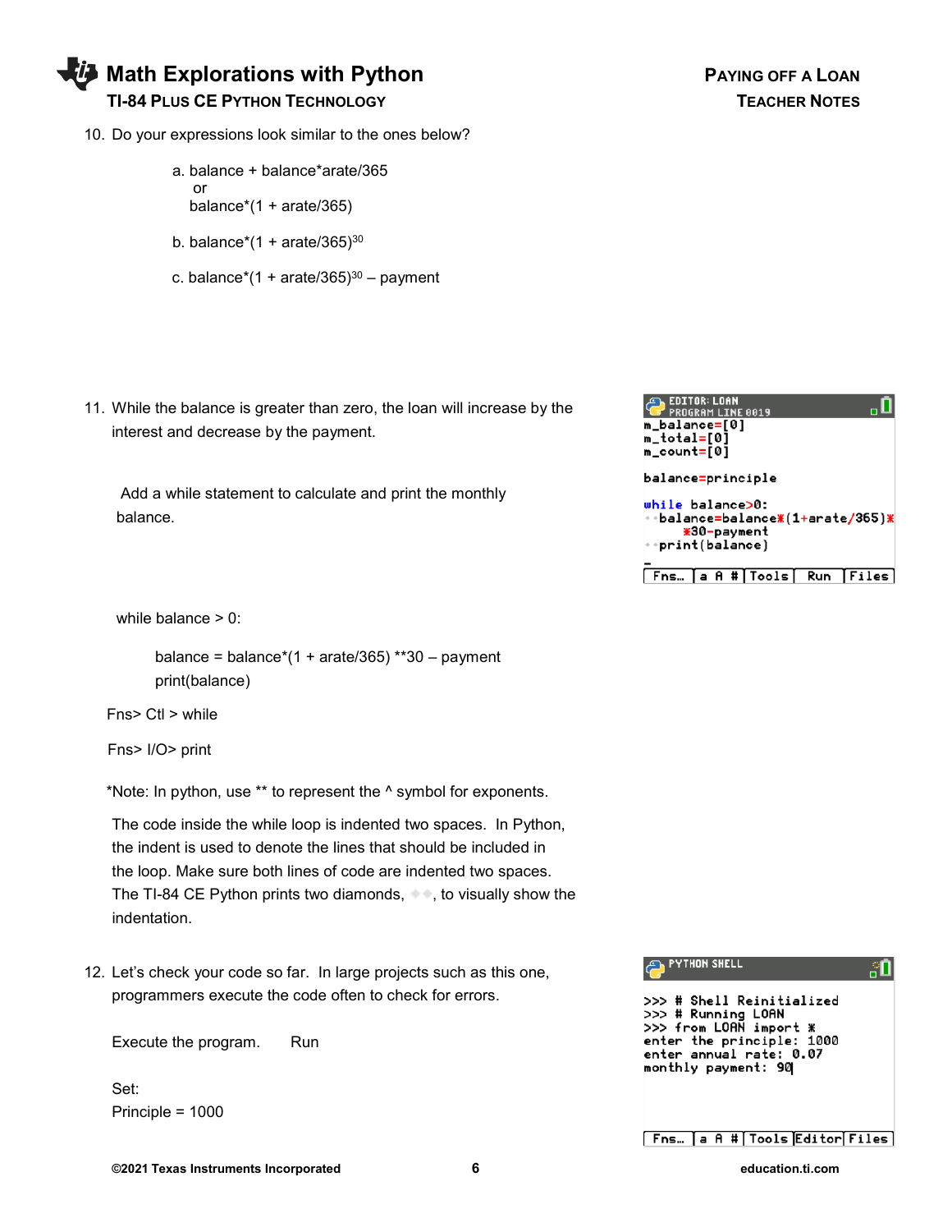10. Do your expressions look similar to the ones below?

    a. balance + balance*arate/365
       or
       balance*(1 + arate/365)

    b. balance*(1 + arate/365)$^{30}$

    c. balance*(1 + arate/365)$^{30}$ – payment

11. While the balance is greater than zero, the loan will increase by the interest and decrease by the payment.

    Add a while statement to calculate and print the monthly balance.

```
EDITOR: LOAN
PROGRAM LINE 0019
m_balance=[0]
m_total=[0]
m_count=[0]

balance=principle

while balance>0:
  balance=balance*(1+arate/365)*
    *30-payment
  print(balance)
```

    while balance > 0:

        balance = balance*(1 + arate/365) **30 – payment
        print(balance)

    Fns> Ctl > while

    Fns> I/O> print

    *Note: In python, use ** to represent the ^ symbol for exponents.

    The code inside the while loop is indented two spaces. In Python, the indent is used to denote the lines that should be included in the loop. Make sure both lines of code are indented two spaces. The TI-84 CE Python prints two diamonds, ◆◆, to visually show the indentation.

12. Let's check your code so far. In large projects such as this one, programmers execute the code often to check for errors.

    Execute the program. Run

    Set:
    Principle = 1000

```
PYTHON SHELL
>>> # Shell Reinitialized
>>> # Running LOAN
>>> from LOAN import *
enter the principle: 1000
enter annual rate: 0.07
monthly payment: 90
```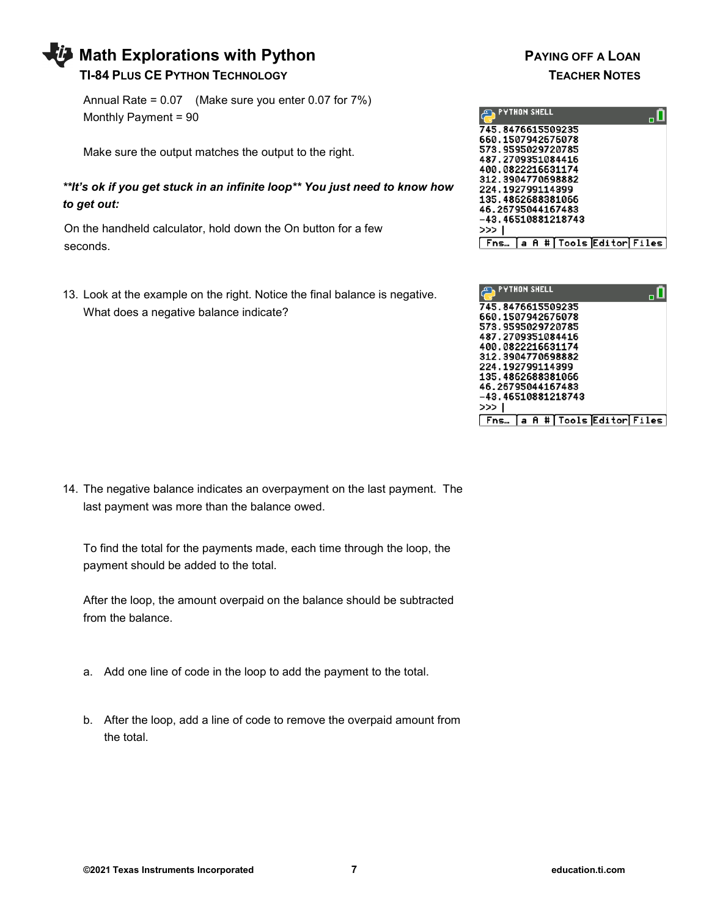Annual Rate = 0.07 (Make sure you enter 0.07 for 7%)
Monthly Payment = 90

Make sure the output matches the output to the right.

```
PYTHON SHELL
745.8476615509235
660.1507942675078
573.9595029720785
487.2709351084416
400.0822216631174
312.3904770698882
224.192799114399
135.4862688381066
46.26795044167483
-43.46510881218743
>>> |
Fns… | a A # | Tools | Editor | Files
```

***It's ok if you get stuck in an infinite loop** You just need to know how to get out:*

On the handheld calculator, hold down the On button for a few seconds.

13. Look at the example on the right. Notice the final balance is negative. What does a negative balance indicate?

```
PYTHON SHELL
745.8476615509235
660.1507942675078
573.9595029720785
487.2709351084416
400.0822216631174
312.3904770698882
224.192799114399
135.4862688381066
46.26795044167483
-43.46510881218743
>>> |
Fns… | a A # | Tools | Editor | Files
```

14. The negative balance indicates an overpayment on the last payment. The last payment was more than the balance owed.

    To find the total for the payments made, each time through the loop, the payment should be added to the total.

    After the loop, the amount overpaid on the balance should be subtracted from the balance.

    a. Add one line of code in the loop to add the payment to the total.

    b. After the loop, add a line of code to remove the overpaid amount from the total.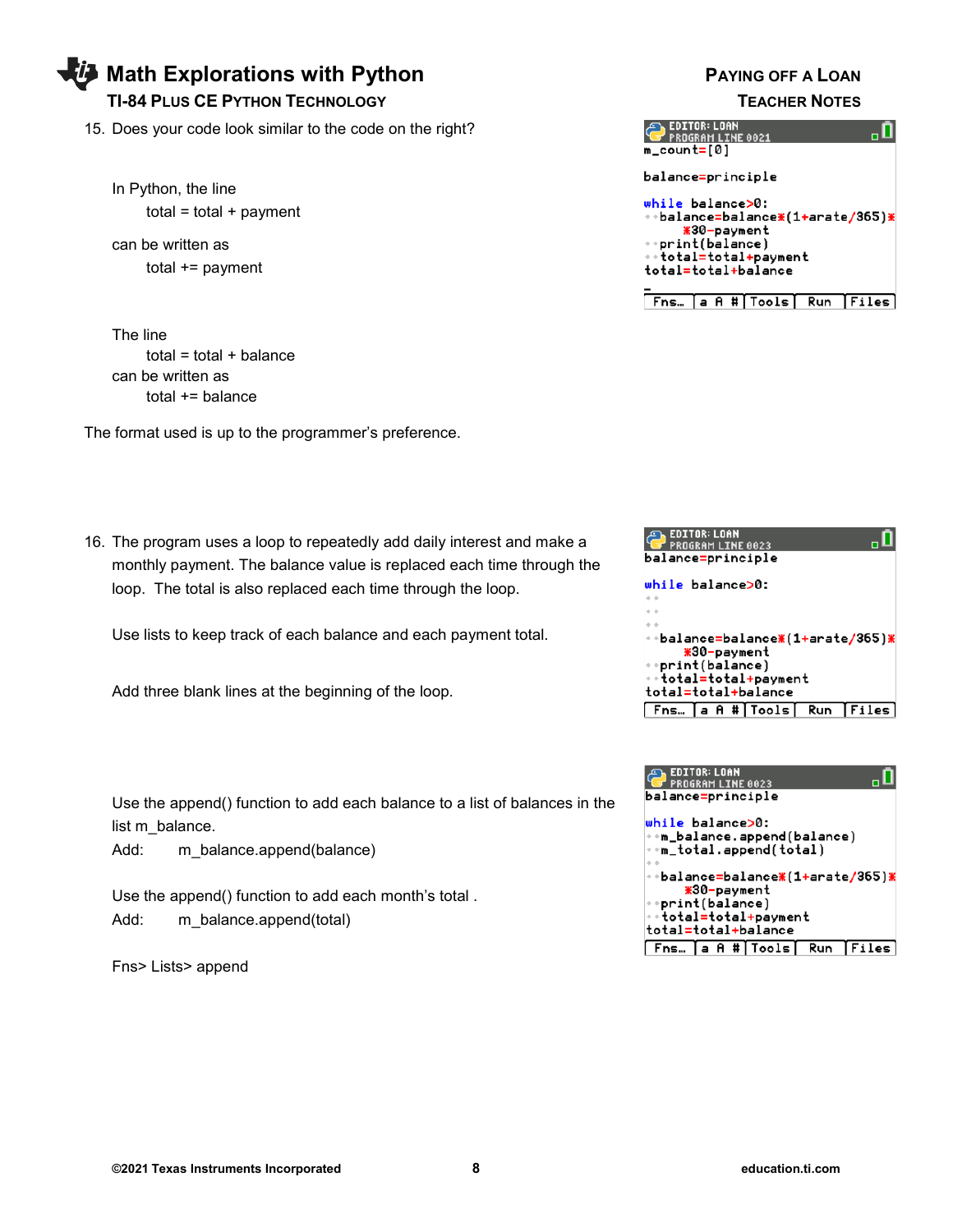# Math Explorations with Python

## TI-84 Plus CE Python Technology

## Paying off a Loan
## Teacher Notes

15. Does your code look similar to the code on the right?

```
EDITOR: LOAN
PROGRAM LINE 0021
m_count=[0]

balance=principle

while balance>0:
  balance=balance*(1+arate/365)*30-payment
  print(balance)
  total=total+payment
total=total+balance
```

In Python, the line

    total = total + payment

can be written as

    total += payment

The line

    total = total + balance

can be written as

    total += balance

The format used is up to the programmer's preference.

16. The program uses a loop to repeatedly add daily interest and make a monthly payment. The balance value is replaced each time through the loop. The total is also replaced each time through the loop.

Use lists to keep track of each balance and each payment total.

Add three blank lines at the beginning of the loop.

```
EDITOR: LOAN
PROGRAM LINE 0023
balance=principle

while balance>0:



  balance=balance*(1+arate/365)*30-payment
  print(balance)
  total=total+payment
total=total+balance
```

Use the append() function to add each balance to a list of balances in the list m_balance.

Add:     m_balance.append(balance)

Use the append() function to add each month's total .

Add:     m_balance.append(total)

Fns> Lists> append

```
EDITOR: LOAN
PROGRAM LINE 0023
balance=principle

while balance>0:
  m_balance.append(balance)
  m_total.append(total)

  balance=balance*(1+arate/365)*30-payment
  print(balance)
  total=total+payment
total=total+balance
```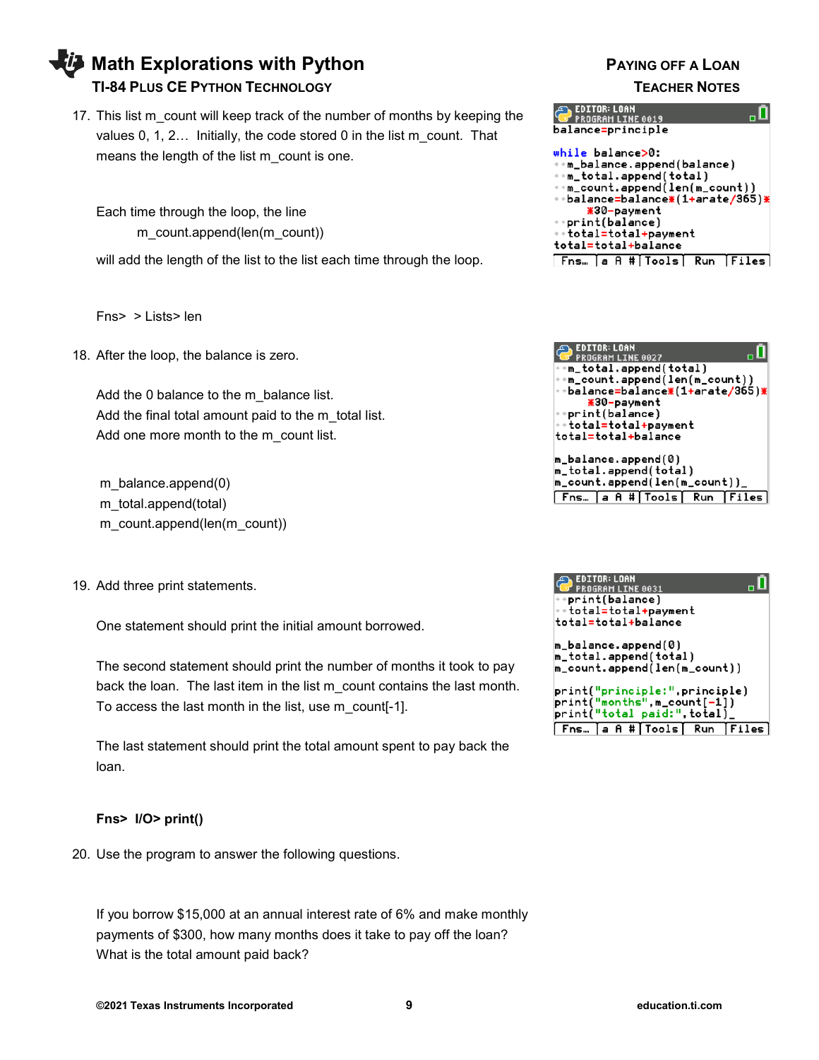17. This list m_count will keep track of the number of months by keeping the values 0, 1, 2… Initially, the code stored 0 in the list m_count. That means the length of the list m_count is one.

    Each time through the loop, the line

    m_count.append(len(m_count))

    will add the length of the list to the list each time through the loop.

    Fns> > Lists> len

```
EDITOR: LOAN
PROGRAM LINE 0019
balance=principle

while balance>0:
  m_balance.append(balance)
  m_total.append(total)
  m_count.append(len(m_count))
  balance=balance*(1+arate/365)*
    *30-payment
  print(balance)
  total=total+payment
total=total+balance
```

18. After the loop, the balance is zero.

    Add the 0 balance to the m_balance list.
    Add the final total amount paid to the m_total list.
    Add one more month to the m_count list.

    m_balance.append(0)
    m_total.append(total)
    m_count.append(len(m_count))

```
EDITOR: LOAN
PROGRAM LINE 0027
  m_total.append(total)
  m_count.append(len(m_count))
  balance=balance*(1+arate/365)*
    *30-payment
  print(balance)
  total=total+payment
total=total+balance

m_balance.append(0)
m_total.append(total)
m_count.append(len(m_count))_
```

19. Add three print statements.

    One statement should print the initial amount borrowed.

    The second statement should print the number of months it took to pay back the loan. The last item in the list m_count contains the last month. To access the last month in the list, use m_count[-1].

    The last statement should print the total amount spent to pay back the loan.

    **Fns> I/O> print()**

```
EDITOR: LOAN
PROGRAM LINE 0031
  print(balance)
  total=total+payment
total=total+balance

m_balance.append(0)
m_total.append(total)
m_count.append(len(m_count))

print("principle:",principle)
print("months",m_count[-1])
print("total paid:",total)_
```

20. Use the program to answer the following questions.

    If you borrow $15,000 at an annual interest rate of 6% and make monthly payments of $300, how many months does it take to pay off the loan? What is the total amount paid back?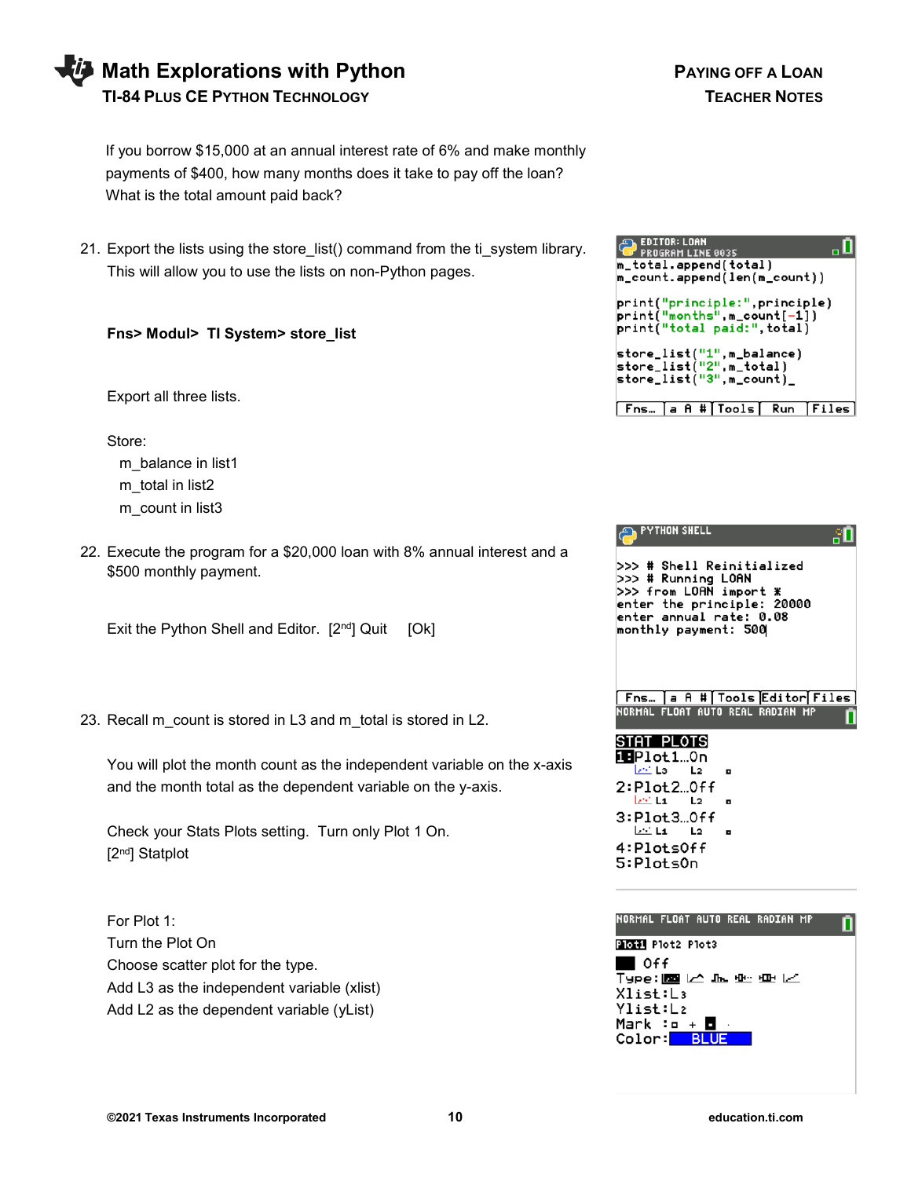If you borrow $15,000 at an annual interest rate of 6% and make monthly payments of $400, how many months does it take to pay off the loan? What is the total amount paid back?

21. Export the lists using the store_list() command from the ti_system library. This will allow you to use the lists on non-Python pages.

    **Fns> Modul> TI System> store_list**

    Export all three lists.

    Store:
    - m_balance in list1
    - m_total in list2
    - m_count in list3

```
EDITOR: LOAN
PROGRAM LINE 0035
m_total.append(total)
m_count.append(len(m_count))

print("principle:",principle)
print("months",m_count[-1])
print("total paid:",total)

store_list("1",m_balance)
store_list("2",m_total)
store_list("3",m_count)_
Fns… | a A # | Tools | Run | Files
```

22. Execute the program for a $20,000 loan with 8% annual interest and a $500 monthly payment.

    Exit the Python Shell and Editor. [2nd] Quit [Ok]

```
PYTHON SHELL
>>> # Shell Reinitialized
>>> # Running LOAN
>>> from LOAN import *
enter the principle: 20000
enter annual rate: 0.08
monthly payment: 500
Fns… | a A # | Tools | Editor | Files
```

23. Recall m_count is stored in L3 and m_total is stored in L2.

    You will plot the month count as the independent variable on the x-axis and the month total as the dependent variable on the y-axis.

    Check your Stats Plots setting. Turn only Plot 1 On.
    [2nd] Statplot

```
NORMAL FLOAT AUTO REAL RADIAN MP
STAT PLOTS
1:Plot1…On
   L3   L2   ▫
2:Plot2…Off
   L1   L2   ▫
3:Plot3…Off
   L1   L2   ▫
4:PlotsOff
5:PlotsOn
```

   For Plot 1:
   Turn the Plot On
   Choose scatter plot for the type.
   Add L3 as the independent variable (xlist)
   Add L2 as the dependent variable (yList)

```
NORMAL FLOAT AUTO REAL RADIAN MP
Plot1 Plot2 Plot3
On Off
Type:
Xlist:L3
Ylist:L2
Mark :▫ + ▪ ·
Color: BLUE
```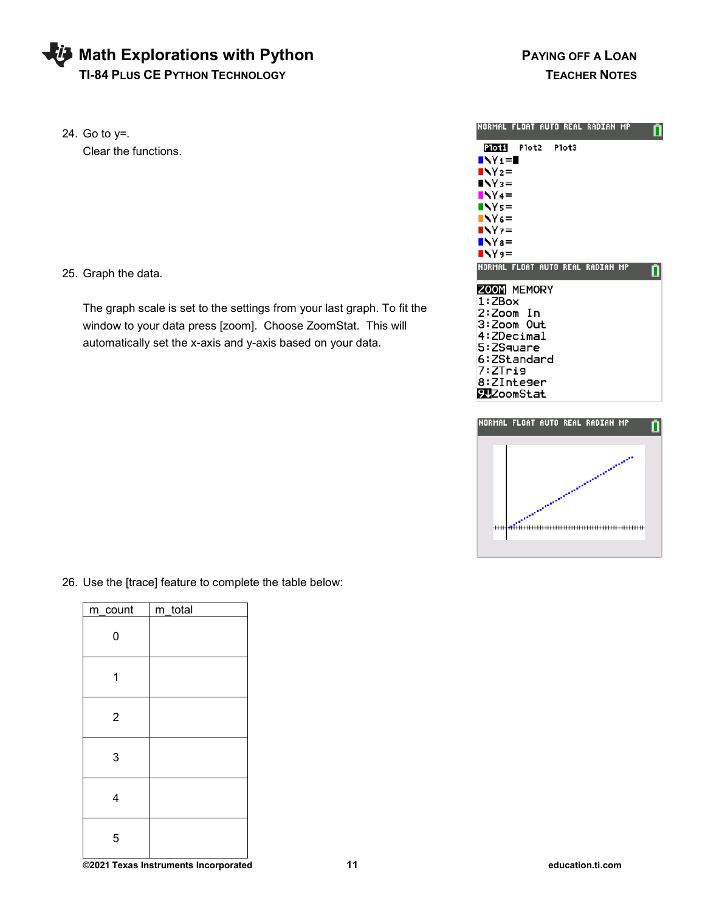24. Go to y=.
    Clear the functions.

25. Graph the data.

    The graph scale is set to the settings from your last graph. To fit the window to your data press [zoom]. Choose ZoomStat. This will automatically set the x-axis and y-axis based on your data.

26. Use the [trace] feature to complete the table below:

| m_count | m_total |
|---|---|
| 0 | |
| 1 | |
| 2 | |
| 3 | |
| 4 | |
| 5 | |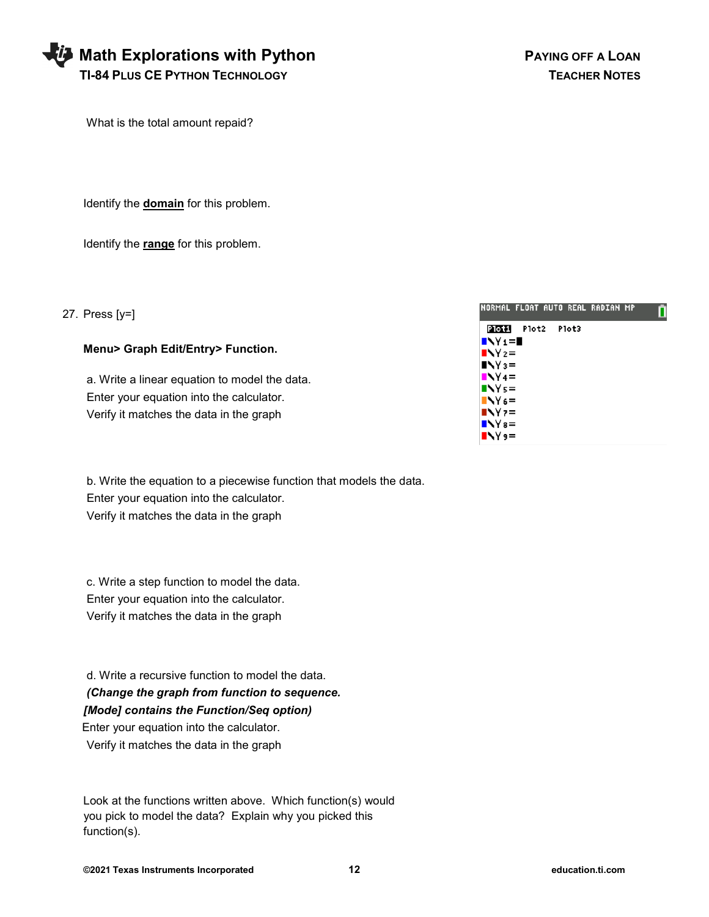What is the total amount repaid?

Identify the **domain** for this problem.

Identify the **range** for this problem.

27. Press [y=]

**Menu> Graph Edit/Entry> Function.**

a. Write a linear equation to model the data.
Enter your equation into the calculator.
Verify it matches the data in the graph

b. Write the equation to a piecewise function that models the data.
Enter your equation into the calculator.
Verify it matches the data in the graph

c. Write a step function to model the data.
Enter your equation into the calculator.
Verify it matches the data in the graph

d. Write a recursive function to model the data.
***(Change the graph from function to sequence.***
***[Mode] contains the Function/Seq option)***
Enter your equation into the calculator.
Verify it matches the data in the graph

Look at the functions written above. Which function(s) would you pick to model the data? Explain why you picked this function(s).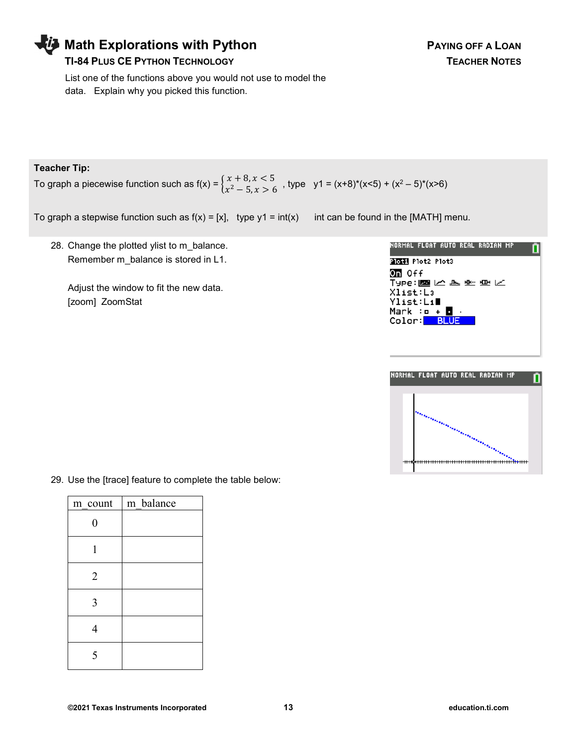List one of the functions above you would not use to model the data. Explain why you picked this function.

**Teacher Tip:**

To graph a piecewise function such as f(x) = $\begin{cases} x+8, x<5 \\ x^2-5, x>6 \end{cases}$, type y1 = (x+8)*(x<5) + ($x^2$ – 5)*(x>6)

To graph a stepwise function such as f(x) = [x], type y1 = int(x) int can be found in the [MATH] menu.

28. Change the plotted ylist to m_balance.
    Remember m_balance is stored in L1.

    Adjust the window to fit the new data.
    [zoom] ZoomStat

29. Use the [trace] feature to complete the table below:

| m_count | m_balance |
|---|---|
| 0 | |
| 1 | |
| 2 | |
| 3 | |
| 4 | |
| 5 | |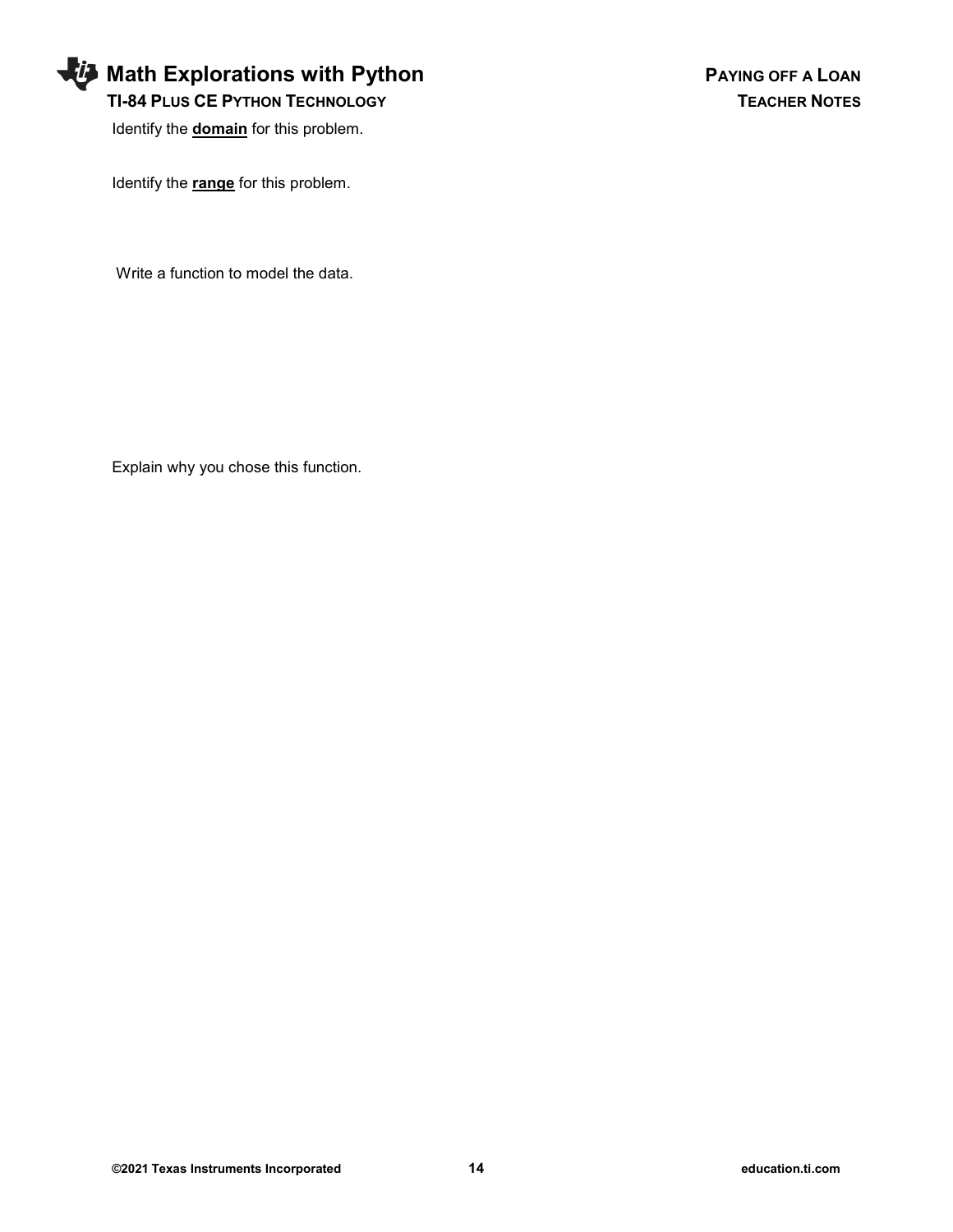Identify the **domain** for this problem.

Identify the **range** for this problem.

Write a function to model the data.

Explain why you chose this function.